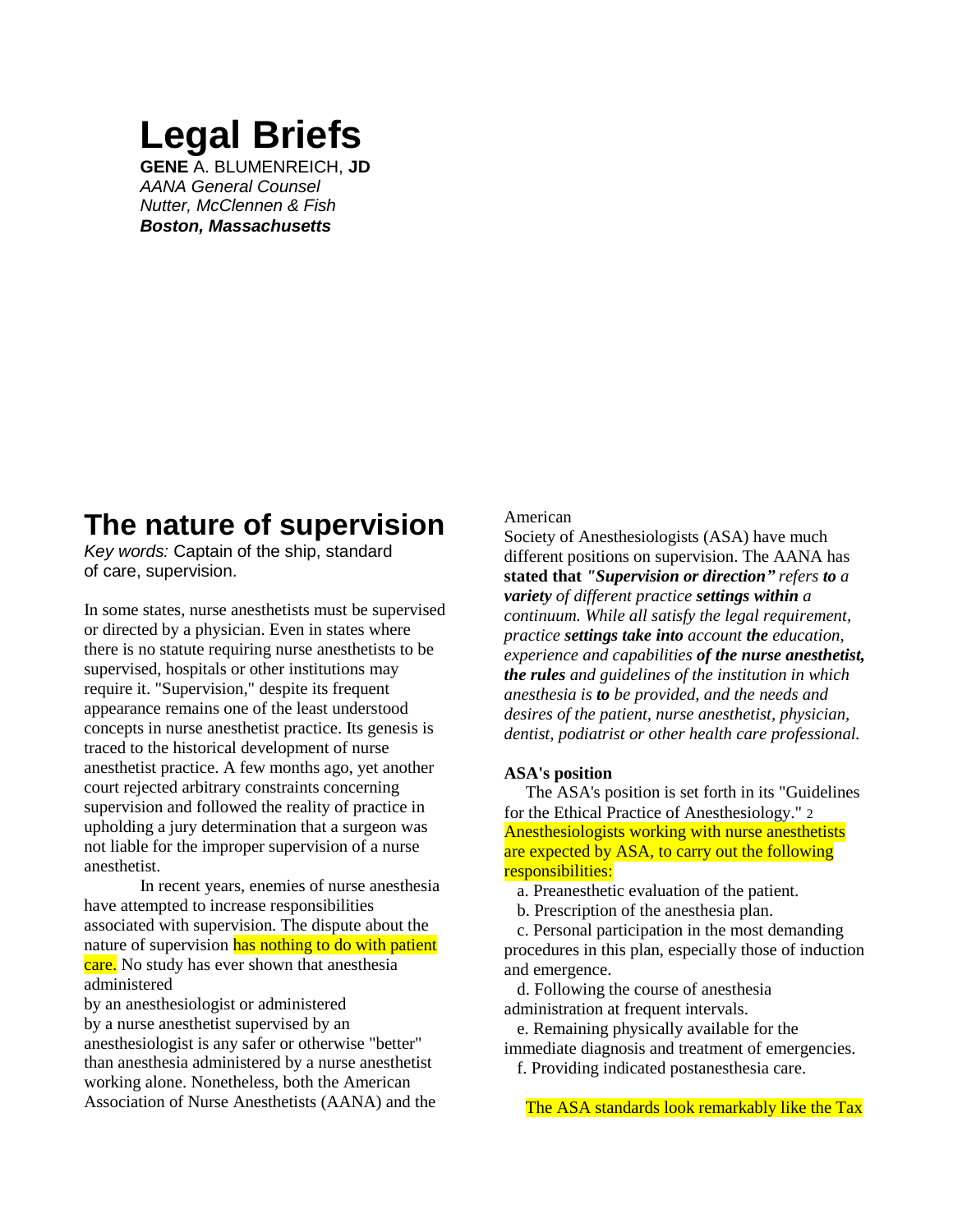# Legal Briefs

**GENE** A. BLUMENREICH, **JD**
*AANA General Counsel*
*Nutter, McClennen & Fish*
***Boston, Massachusetts***

## The nature of supervision

*Key words:* Captain of the ship, standard of care, supervision.

In some states, nurse anesthetists must be supervised or directed by a physician. Even in states where there is no statute requiring nurse anesthetists to be supervised, hospitals or other institutions may require it. "Supervision," despite its frequent appearance remains one of the least understood concepts in nurse anesthetist practice. Its genesis is traced to the historical development of nurse anesthetist practice. A few months ago, yet another court rejected arbitrary constraints concerning supervision and followed the reality of practice in upholding a jury determination that a surgeon was not liable for the improper supervision of a nurse anesthetist.

In recent years, enemies of nurse anesthesia have attempted to increase responsibilities associated with supervision. The dispute about the nature of supervision has nothing to do with patient care. No study has ever shown that anesthesia administered by an anesthesiologist or administered by a nurse anesthetist supervised by an anesthesiologist is any safer or otherwise "better" than anesthesia administered by a nurse anesthetist working alone. Nonetheless, both the American Association of Nurse Anesthetists (AANA) and the American Society of Anesthesiologists (ASA) have much different positions on supervision. The AANA has **stated that** ***"Supervision or direction"*** *refers* ***to*** *a* ***variety*** *of different practice* ***settings within*** *a continuum. While all satisfy the legal requirement, practice* ***settings take into*** *account* ***the*** *education, experience and capabilities* ***of the nurse anesthetist, the rules*** *and guidelines of the institution in which anesthesia is* ***to*** *be provided, and the needs and desires of the patient, nurse anesthetist, physician, dentist, podiatrist or other health care professional.*

**ASA's position**

The ASA's position is set forth in its "Guidelines for the Ethical Practice of Anesthesiology." [2] Anesthesiologists working with nurse anesthetists are expected by ASA, to carry out the following responsibilities:

a. Preanesthetic evaluation of the patient.
b. Prescription of the anesthesia plan.
c. Personal participation in the most demanding procedures in this plan, especially those of induction and emergence.
d. Following the course of anesthesia administration at frequent intervals.
e. Remaining physically available for the immediate diagnosis and treatment of emergencies.
f. Providing indicated postanesthesia care.

The ASA standards look remarkably like the Tax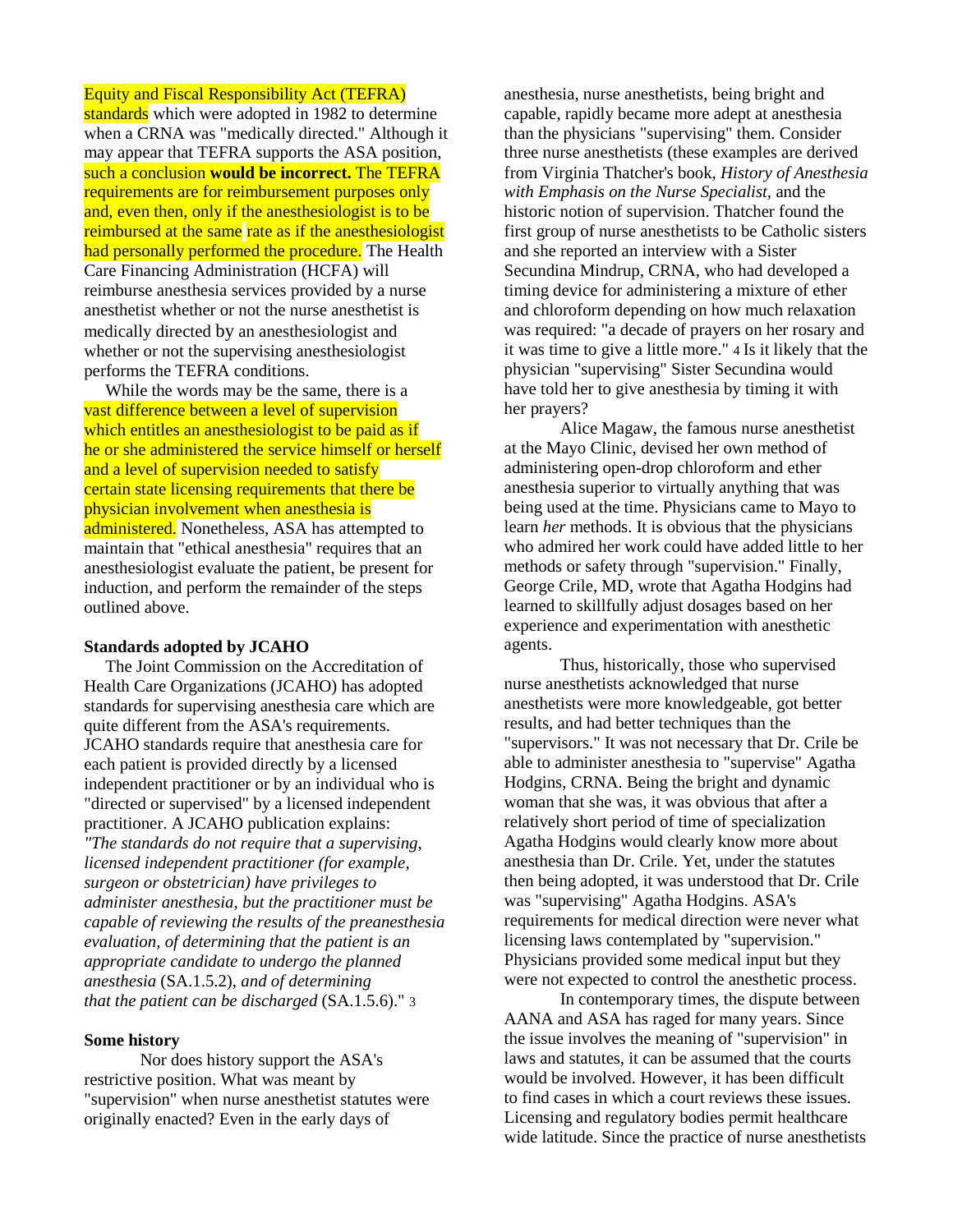Equity and Fiscal Responsibility Act (TEFRA) standards which were adopted in 1982 to determine when a CRNA was "medically directed." Although it may appear that TEFRA supports the ASA position, such a conclusion **would be incorrect.** The TEFRA requirements are for reimbursement purposes only and, even then, only if the anesthesiologist is to be reimbursed at the same rate as if the anesthesiologist had personally performed the procedure. The Health Care Financing Administration (HCFA) will reimburse anesthesia services provided by a nurse anesthetist whether or not the nurse anesthetist is medically directed by an anesthesiologist and whether or not the supervising anesthesiologist performs the TEFRA conditions.

While the words may be the same, there is a vast difference between a level of supervision which entitles an anesthesiologist to be paid as if he or she administered the service himself or herself and a level of supervision needed to satisfy certain state licensing requirements that there be physician involvement when anesthesia is administered. Nonetheless, ASA has attempted to maintain that "ethical anesthesia" requires that an anesthesiologist evaluate the patient, be present for induction, and perform the remainder of the steps outlined above.

### Standards adopted by JCAHO

The Joint Commission on the Accreditation of Health Care Organizations (JCAHO) has adopted standards for supervising anesthesia care which are quite different from the ASA's requirements. JCAHO standards require that anesthesia care for each patient is provided directly by a licensed independent practitioner or by an individual who is "directed or supervised" by a licensed independent practitioner. A JCAHO publication explains: *"The standards do not require that a supervising, licensed independent practitioner (for example, surgeon or obstetrician) have privileges to administer anesthesia, but the practitioner must be capable of reviewing the results of the preanesthesia evaluation, of determining that the patient is an appropriate candidate to undergo the planned anesthesia* (SA.1.5.2), *and of determining that the patient can be discharged* (SA.1.5.6)." [3]

### Some history

Nor does history support the ASA's restrictive position. What was meant by "supervision" when nurse anesthetist statutes were originally enacted? Even in the early days of anesthesia, nurse anesthetists, being bright and capable, rapidly became more adept at anesthesia than the physicians "supervising" them. Consider three nurse anesthetists (these examples are derived from Virginia Thatcher's book, *History of Anesthesia with Emphasis on the Nurse Specialist*, and the historic notion of supervision. Thatcher found the first group of nurse anesthetists to be Catholic sisters and she reported an interview with a Sister Secundina Mindrup, CRNA, who had developed a timing device for administering a mixture of ether and chloroform depending on how much relaxation was required: "a decade of prayers on her rosary and it was time to give a little more." [4] Is it likely that the physician "supervising" Sister Secundina would have told her to give anesthesia by timing it with her prayers?

Alice Magaw, the famous nurse anesthetist at the Mayo Clinic, devised her own method of administering open-drop chloroform and ether anesthesia superior to virtually anything that was being used at the time. Physicians came to Mayo to learn *her* methods. It is obvious that the physicians who admired her work could have added little to her methods or safety through "supervision." Finally, George Crile, MD, wrote that Agatha Hodgins had learned to skillfully adjust dosages based on her experience and experimentation with anesthetic agents.

Thus, historically, those who supervised nurse anesthetists acknowledged that nurse anesthetists were more knowledgeable, got better results, and had better techniques than the "supervisors." It was not necessary that Dr. Crile be able to administer anesthesia to "supervise" Agatha Hodgins, CRNA. Being the bright and dynamic woman that she was, it was obvious that after a relatively short period of time of specialization Agatha Hodgins would clearly know more about anesthesia than Dr. Crile. Yet, under the statutes then being adopted, it was understood that Dr. Crile was "supervising" Agatha Hodgins. ASA's requirements for medical direction were never what licensing laws contemplated by "supervision." Physicians provided some medical input but they were not expected to control the anesthetic process.

In contemporary times, the dispute between AANA and ASA has raged for many years. Since the issue involves the meaning of "supervision" in laws and statutes, it can be assumed that the courts would be involved. However, it has been difficult to find cases in which a court reviews these issues. Licensing and regulatory bodies permit healthcare wide latitude. Since the practice of nurse anesthetists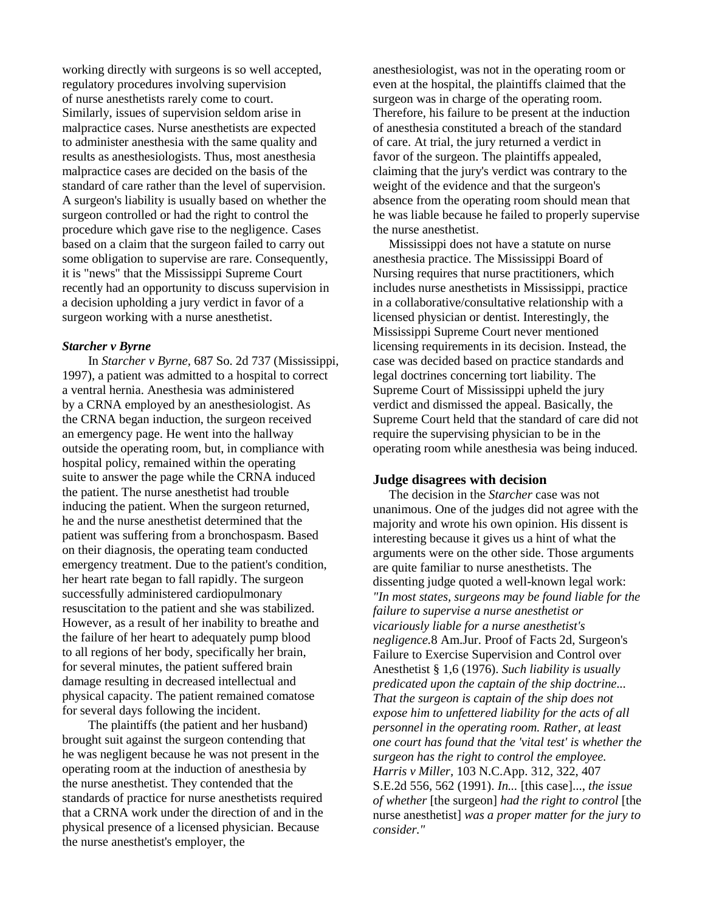working directly with surgeons is so well accepted, regulatory procedures involving supervision of nurse anesthetists rarely come to court. Similarly, issues of supervision seldom arise in malpractice cases. Nurse anesthetists are expected to administer anesthesia with the same quality and results as anesthesiologists. Thus, most anesthesia malpractice cases are decided on the basis of the standard of care rather than the level of supervision. A surgeon's liability is usually based on whether the surgeon controlled or had the right to control the procedure which gave rise to the negligence. Cases based on a claim that the surgeon failed to carry out some obligation to supervise are rare. Consequently, it is "news" that the Mississippi Supreme Court recently had an opportunity to discuss supervision in a decision upholding a jury verdict in favor of a surgeon working with a nurse anesthetist.

### *Starcher v Byrne*

In *Starcher v Byrne*, 687 So. 2d 737 (Mississippi, 1997), a patient was admitted to a hospital to correct a ventral hernia. Anesthesia was administered by a CRNA employed by an anesthesiologist. As the CRNA began induction, the surgeon received an emergency page. He went into the hallway outside the operating room, but, in compliance with hospital policy, remained within the operating suite to answer the page while the CRNA induced the patient. The nurse anesthetist had trouble inducing the patient. When the surgeon returned, he and the nurse anesthetist determined that the patient was suffering from a bronchospasm. Based on their diagnosis, the operating team conducted emergency treatment. Due to the patient's condition, her heart rate began to fall rapidly. The surgeon successfully administered cardiopulmonary resuscitation to the patient and she was stabilized. However, as a result of her inability to breathe and the failure of her heart to adequately pump blood to all regions of her body, specifically her brain, for several minutes, the patient suffered brain damage resulting in decreased intellectual and physical capacity. The patient remained comatose for several days following the incident.

The plaintiffs (the patient and her husband) brought suit against the surgeon contending that he was negligent because he was not present in the operating room at the induction of anesthesia by the nurse anesthetist. They contended that the standards of practice for nurse anesthetists required that a CRNA work under the direction of and in the physical presence of a licensed physician. Because the nurse anesthetist's employer, the anesthesiologist, was not in the operating room or even at the hospital, the plaintiffs claimed that the surgeon was in charge of the operating room. Therefore, his failure to be present at the induction of anesthesia constituted a breach of the standard of care. At trial, the jury returned a verdict in favor of the surgeon. The plaintiffs appealed, claiming that the jury's verdict was contrary to the weight of the evidence and that the surgeon's absence from the operating room should mean that he was liable because he failed to properly supervise the nurse anesthetist.

Mississippi does not have a statute on nurse anesthesia practice. The Mississippi Board of Nursing requires that nurse practitioners, which includes nurse anesthetists in Mississippi, practice in a collaborative/consultative relationship with a licensed physician or dentist. Interestingly, the Mississippi Supreme Court never mentioned licensing requirements in its decision. Instead, the case was decided based on practice standards and legal doctrines concerning tort liability. The Supreme Court of Mississippi upheld the jury verdict and dismissed the appeal. Basically, the Supreme Court held that the standard of care did not require the supervising physician to be in the operating room while anesthesia was being induced.

### Judge disagrees with decision

The decision in the *Starcher* case was not unanimous. One of the judges did not agree with the majority and wrote his own opinion. His dissent is interesting because it gives us a hint of what the arguments were on the other side. Those arguments are quite familiar to nurse anesthetists. The dissenting judge quoted a well-known legal work: *"In most states, surgeons may be found liable for the failure to supervise a nurse anesthetist or vicariously liable for a nurse anesthetist's negligence.*8 Am.Jur. Proof of Facts 2d, Surgeon's Failure to Exercise Supervision and Control over Anesthetist § 1,6 (1976). *Such liability is usually predicated upon the captain of the ship doctrine... That the surgeon is captain of the ship does not expose him to unfettered liability for the acts of all personnel in the operating room. Rather, at least one court has found that the 'vital test' is whether the surgeon has the right to control the employee. Harris v Miller*, 103 N.C.App. 312, 322, 407 S.E.2d 556, 562 (1991). *In...* [this case]..., *the issue of whether* [the surgeon] *had the right to control* [the nurse anesthetist] *was a proper matter for the jury to consider."*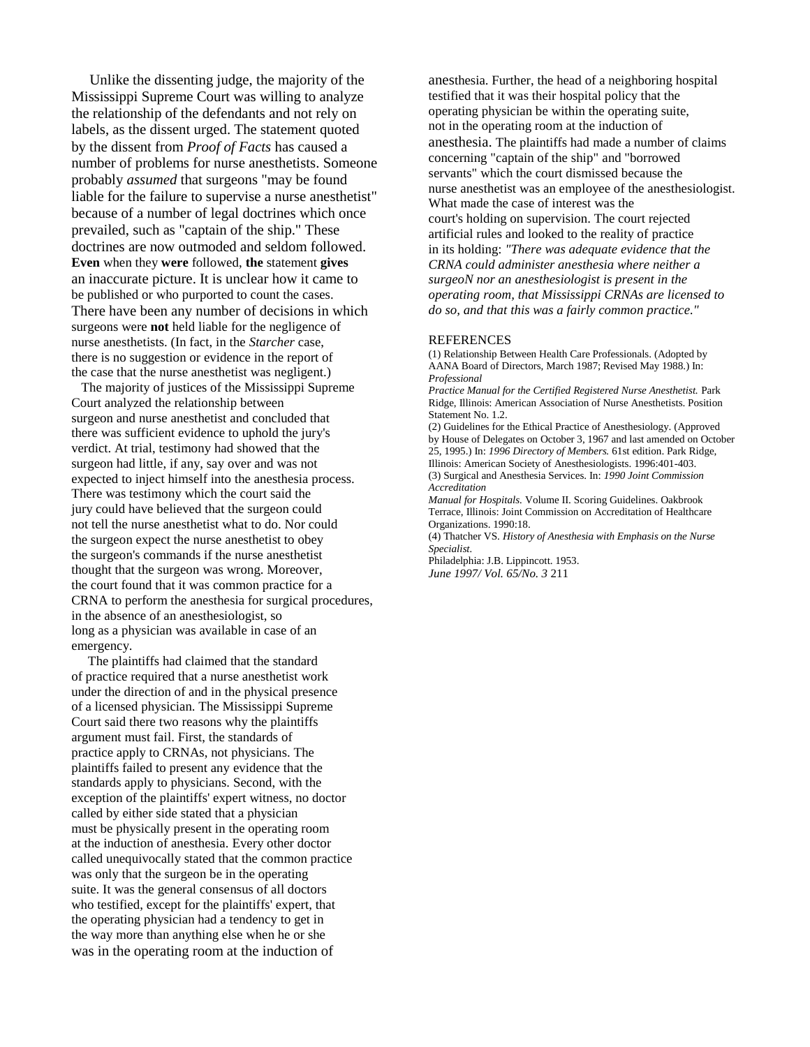Unlike the dissenting judge, the majority of the Mississippi Supreme Court was willing to analyze the relationship of the defendants and not rely on labels, as the dissent urged. The statement quoted by the dissent from *Proof of Facts* has caused a number of problems for nurse anesthetists. Someone probably *assumed* that surgeons "may be found liable for the failure to supervise a nurse anesthetist" because of a number of legal doctrines which once prevailed, such as "captain of the ship." These doctrines are now outmoded and seldom followed. **Even** when they **were** followed, **the** statement **gives** an inaccurate picture. It is unclear how it came to be published or who purported to count the cases. There have been any number of decisions in which surgeons were **not** held liable for the negligence of nurse anesthetists. (In fact, in the *Starcher* case, there is no suggestion or evidence in the report of the case that the nurse anesthetist was negligent.)

The majority of justices of the Mississippi Supreme Court analyzed the relationship between surgeon and nurse anesthetist and concluded that there was sufficient evidence to uphold the jury's verdict. At trial, testimony had showed that the surgeon had little, if any, say over and was not expected to inject himself into the anesthesia process. There was testimony which the court said the jury could have believed that the surgeon could not tell the nurse anesthetist what to do. Nor could the surgeon expect the nurse anesthetist to obey the surgeon's commands if the nurse anesthetist thought that the surgeon was wrong. Moreover, the court found that it was common practice for a CRNA to perform the anesthesia for surgical procedures, in the absence of an anesthesiologist, so long as a physician was available in case of an emergency.

The plaintiffs had claimed that the standard of practice required that a nurse anesthetist work under the direction of and in the physical presence of a licensed physician. The Mississippi Supreme Court said there two reasons why the plaintiffs argument must fail. First, the standards of practice apply to CRNAs, not physicians. The plaintiffs failed to present any evidence that the standards apply to physicians. Second, with the exception of the plaintiffs' expert witness, no doctor called by either side stated that a physician must be physically present in the operating room at the induction of anesthesia. Every other doctor called unequivocally stated that the common practice was only that the surgeon be in the operating suite. It was the general consensus of all doctors who testified, except for the plaintiffs' expert, that the operating physician had a tendency to get in the way more than anything else when he or she was in the operating room at the induction of anesthesia. Further, the head of a neighboring hospital testified that it was their hospital policy that the operating physician be within the operating suite, not in the operating room at the induction of anesthesia. The plaintiffs had made a number of claims concerning "captain of the ship" and "borrowed servants" which the court dismissed because the nurse anesthetist was an employee of the anesthesiologist. What made the case of interest was the court's holding on supervision. The court rejected artificial rules and looked to the reality of practice in its holding: *"There was adequate evidence that the CRNA could administer anesthesia where neither a surgeoN nor an anesthesiologist is present in the operating room, that Mississippi CRNAs are licensed to do so, and that this was a fairly common practice."*

## REFERENCES

(1) Relationship Between Health Care Professionals. (Adopted by AANA Board of Directors, March 1987; Revised May 1988.) In: *Professional Practice Manual for the Certified Registered Nurse Anesthetist.* Park Ridge, Illinois: American Association of Nurse Anesthetists. Position Statement No. 1.2.

(2) Guidelines for the Ethical Practice of Anesthesiology. (Approved by House of Delegates on October 3, 1967 and last amended on October 25, 1995.) In: *1996 Directory of Members.* 61st edition. Park Ridge, Illinois: American Society of Anesthesiologists. 1996:401-403.

(3) Surgical and Anesthesia Services. In: *1990 Joint Commission Accreditation Manual for Hospitals.* Volume II. Scoring Guidelines. Oakbrook Terrace, Illinois: Joint Commission on Accreditation of Healthcare Organizations. 1990:18.

(4) Thatcher VS. *History of Anesthesia with Emphasis on the Nurse Specialist.* Philadelphia: J.B. Lippincott. 1953.